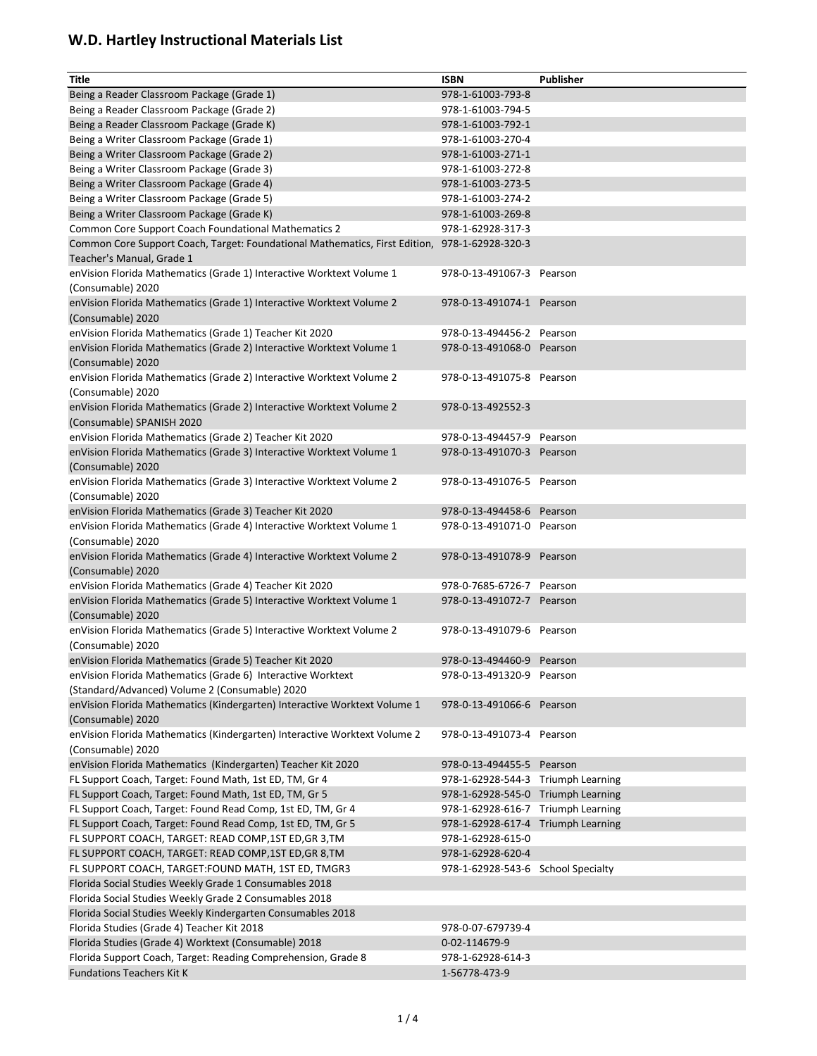# W.D. Hartley Instructional Materials List

| Title | ISBN | Publisher |
|---|---|---|
| Being a Reader Classroom Package (Grade 1) | 978-1-61003-793-8 | |
| Being a Reader Classroom Package (Grade 2) | 978-1-61003-794-5 | |
| Being a Reader Classroom Package (Grade K) | 978-1-61003-792-1 | |
| Being a Writer Classroom Package (Grade 1) | 978-1-61003-270-4 | |
| Being a Writer Classroom Package (Grade 2) | 978-1-61003-271-1 | |
| Being a Writer Classroom Package (Grade 3) | 978-1-61003-272-8 | |
| Being a Writer Classroom Package (Grade 4) | 978-1-61003-273-5 | |
| Being a Writer Classroom Package (Grade 5) | 978-1-61003-274-2 | |
| Being a Writer Classroom Package (Grade K) | 978-1-61003-269-8 | |
| Common Core Support Coach Foundational Mathematics 2 | 978-1-62928-317-3 | |
| Common Core Support Coach, Target: Foundational Mathematics, First Edition, Teacher's Manual, Grade 1 | 978-1-62928-320-3 | |
| enVision Florida Mathematics (Grade 1) Interactive Worktext Volume 1 (Consumable) 2020 | 978-0-13-491067-3 | Pearson |
| enVision Florida Mathematics (Grade 1) Interactive Worktext Volume 2 (Consumable) 2020 | 978-0-13-491074-1 | Pearson |
| enVision Florida Mathematics (Grade 1) Teacher Kit 2020 | 978-0-13-494456-2 | Pearson |
| enVision Florida Mathematics (Grade 2) Interactive Worktext Volume 1 (Consumable) 2020 | 978-0-13-491068-0 | Pearson |
| enVision Florida Mathematics (Grade 2) Interactive Worktext Volume 2 (Consumable) 2020 | 978-0-13-491075-8 | Pearson |
| enVision Florida Mathematics (Grade 2) Interactive Worktext Volume 2 (Consumable) SPANISH 2020 | 978-0-13-492552-3 | |
| enVision Florida Mathematics (Grade 2) Teacher Kit 2020 | 978-0-13-494457-9 | Pearson |
| enVision Florida Mathematics (Grade 3) Interactive Worktext Volume 1 (Consumable) 2020 | 978-0-13-491070-3 | Pearson |
| enVision Florida Mathematics (Grade 3) Interactive Worktext Volume 2 (Consumable) 2020 | 978-0-13-491076-5 | Pearson |
| enVision Florida Mathematics (Grade 3) Teacher Kit 2020 | 978-0-13-494458-6 | Pearson |
| enVision Florida Mathematics (Grade 4) Interactive Worktext Volume 1 (Consumable) 2020 | 978-0-13-491071-0 | Pearson |
| enVision Florida Mathematics (Grade 4) Interactive Worktext Volume 2 (Consumable) 2020 | 978-0-13-491078-9 | Pearson |
| enVision Florida Mathematics (Grade 4) Teacher Kit 2020 | 978-0-7685-6726-7 | Pearson |
| enVision Florida Mathematics (Grade 5) Interactive Worktext Volume 1 (Consumable) 2020 | 978-0-13-491072-7 | Pearson |
| enVision Florida Mathematics (Grade 5) Interactive Worktext Volume 2 (Consumable) 2020 | 978-0-13-491079-6 | Pearson |
| enVision Florida Mathematics (Grade 5) Teacher Kit 2020 | 978-0-13-494460-9 | Pearson |
| enVision Florida Mathematics (Grade 6) Interactive Worktext (Standard/Advanced) Volume 2 (Consumable) 2020 | 978-0-13-491320-9 | Pearson |
| enVision Florida Mathematics (Kindergarten) Interactive Worktext Volume 1 (Consumable) 2020 | 978-0-13-491066-6 | Pearson |
| enVision Florida Mathematics (Kindergarten) Interactive Worktext Volume 2 (Consumable) 2020 | 978-0-13-491073-4 | Pearson |
| enVision Florida Mathematics (Kindergarten) Teacher Kit 2020 | 978-0-13-494455-5 | Pearson |
| FL Support Coach, Target: Found Math, 1st ED, TM, Gr 4 | 978-1-62928-544-3 | Triumph Learning |
| FL Support Coach, Target: Found Math, 1st ED, TM, Gr 5 | 978-1-62928-545-0 | Triumph Learning |
| FL Support Coach, Target: Found Read Comp, 1st ED, TM, Gr 4 | 978-1-62928-616-7 | Triumph Learning |
| FL Support Coach, Target: Found Read Comp, 1st ED, TM, Gr 5 | 978-1-62928-617-4 | Triumph Learning |
| FL SUPPORT COACH, TARGET: READ COMP,1ST ED,GR 3,TM | 978-1-62928-615-0 | |
| FL SUPPORT COACH, TARGET: READ COMP,1ST ED,GR 8,TM | 978-1-62928-620-4 | |
| FL SUPPORT COACH, TARGET:FOUND MATH, 1ST ED, TMGR3 | 978-1-62928-543-6 | School Specialty |
| Florida Social Studies Weekly Grade 1 Consumables 2018 | | |
| Florida Social Studies Weekly Grade 2 Consumables 2018 | | |
| Florida Social Studies Weekly Kindergarten Consumables 2018 | | |
| Florida Studies (Grade 4) Teacher Kit 2018 | 978-0-07-679739-4 | |
| Florida Studies (Grade 4) Worktext (Consumable) 2018 | 0-02-114679-9 | |
| Florida Support Coach, Target: Reading Comprehension, Grade 8 | 978-1-62928-614-3 | |
| Fundations Teachers Kit K | 1-56778-473-9 | |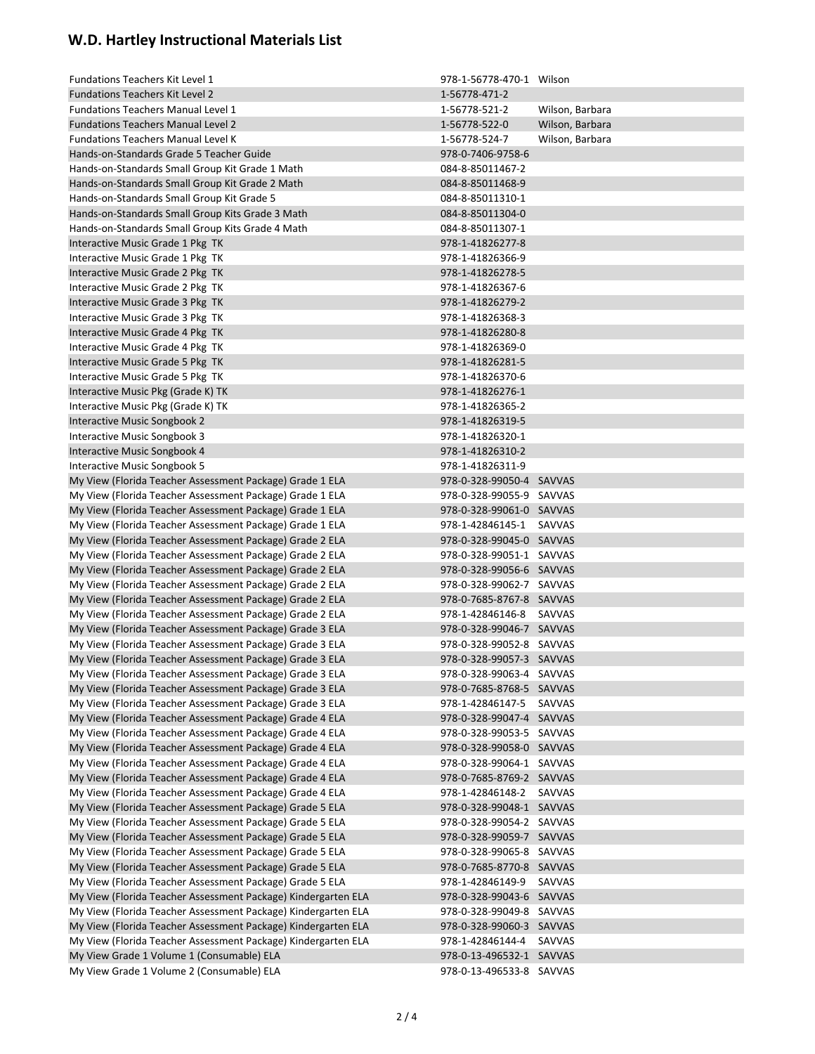## W.D. Hartley Instructional Materials List

| | | |
|---|---|---|
| Fundations Teachers Kit Level 1 | 978-1-56778-470-1 | Wilson |
| Fundations Teachers Kit Level 2 | 1-56778-471-2 | |
| Fundations Teachers Manual Level 1 | 1-56778-521-2 | Wilson, Barbara |
| Fundations Teachers Manual Level 2 | 1-56778-522-0 | Wilson, Barbara |
| Fundations Teachers Manual Level K | 1-56778-524-7 | Wilson, Barbara |
| Hands-on-Standards Grade 5 Teacher Guide | 978-0-7406-9758-6 | |
| Hands-on-Standards Small Group Kit Grade 1 Math | 084-8-85011467-2 | |
| Hands-on-Standards Small Group Kit Grade 2 Math | 084-8-85011468-9 | |
| Hands-on-Standards Small Group Kit Grade 5 | 084-8-85011310-1 | |
| Hands-on-Standards Small Group Kits Grade 3 Math | 084-8-85011304-0 | |
| Hands-on-Standards Small Group Kits Grade 4 Math | 084-8-85011307-1 | |
| Interactive Music Grade 1 Pkg TK | 978-1-41826277-8 | |
| Interactive Music Grade 1 Pkg TK | 978-1-41826366-9 | |
| Interactive Music Grade 2 Pkg TK | 978-1-41826278-5 | |
| Interactive Music Grade 2 Pkg TK | 978-1-41826367-6 | |
| Interactive Music Grade 3 Pkg TK | 978-1-41826279-2 | |
| Interactive Music Grade 3 Pkg TK | 978-1-41826368-3 | |
| Interactive Music Grade 4 Pkg TK | 978-1-41826280-8 | |
| Interactive Music Grade 4 Pkg TK | 978-1-41826369-0 | |
| Interactive Music Grade 5 Pkg TK | 978-1-41826281-5 | |
| Interactive Music Grade 5 Pkg TK | 978-1-41826370-6 | |
| Interactive Music Pkg (Grade K) TK | 978-1-41826276-1 | |
| Interactive Music Pkg (Grade K) TK | 978-1-41826365-2 | |
| Interactive Music Songbook 2 | 978-1-41826319-5 | |
| Interactive Music Songbook 3 | 978-1-41826320-1 | |
| Interactive Music Songbook 4 | 978-1-41826310-2 | |
| Interactive Music Songbook 5 | 978-1-41826311-9 | |
| My View (Florida Teacher Assessment Package) Grade 1 ELA | 978-0-328-99050-4 | SAVVAS |
| My View (Florida Teacher Assessment Package) Grade 1 ELA | 978-0-328-99055-9 | SAVVAS |
| My View (Florida Teacher Assessment Package) Grade 1 ELA | 978-0-328-99061-0 | SAVVAS |
| My View (Florida Teacher Assessment Package) Grade 1 ELA | 978-1-42846145-1 | SAVVAS |
| My View (Florida Teacher Assessment Package) Grade 2 ELA | 978-0-328-99045-0 | SAVVAS |
| My View (Florida Teacher Assessment Package) Grade 2 ELA | 978-0-328-99051-1 | SAVVAS |
| My View (Florida Teacher Assessment Package) Grade 2 ELA | 978-0-328-99056-6 | SAVVAS |
| My View (Florida Teacher Assessment Package) Grade 2 ELA | 978-0-328-99062-7 | SAVVAS |
| My View (Florida Teacher Assessment Package) Grade 2 ELA | 978-0-7685-8767-8 | SAVVAS |
| My View (Florida Teacher Assessment Package) Grade 2 ELA | 978-1-42846146-8 | SAVVAS |
| My View (Florida Teacher Assessment Package) Grade 3 ELA | 978-0-328-99046-7 | SAVVAS |
| My View (Florida Teacher Assessment Package) Grade 3 ELA | 978-0-328-99052-8 | SAVVAS |
| My View (Florida Teacher Assessment Package) Grade 3 ELA | 978-0-328-99057-3 | SAVVAS |
| My View (Florida Teacher Assessment Package) Grade 3 ELA | 978-0-328-99063-4 | SAVVAS |
| My View (Florida Teacher Assessment Package) Grade 3 ELA | 978-0-7685-8768-5 | SAVVAS |
| My View (Florida Teacher Assessment Package) Grade 3 ELA | 978-1-42846147-5 | SAVVAS |
| My View (Florida Teacher Assessment Package) Grade 4 ELA | 978-0-328-99047-4 | SAVVAS |
| My View (Florida Teacher Assessment Package) Grade 4 ELA | 978-0-328-99053-5 | SAVVAS |
| My View (Florida Teacher Assessment Package) Grade 4 ELA | 978-0-328-99058-0 | SAVVAS |
| My View (Florida Teacher Assessment Package) Grade 4 ELA | 978-0-328-99064-1 | SAVVAS |
| My View (Florida Teacher Assessment Package) Grade 4 ELA | 978-0-7685-8769-2 | SAVVAS |
| My View (Florida Teacher Assessment Package) Grade 4 ELA | 978-1-42846148-2 | SAVVAS |
| My View (Florida Teacher Assessment Package) Grade 5 ELA | 978-0-328-99048-1 | SAVVAS |
| My View (Florida Teacher Assessment Package) Grade 5 ELA | 978-0-328-99054-2 | SAVVAS |
| My View (Florida Teacher Assessment Package) Grade 5 ELA | 978-0-328-99059-7 | SAVVAS |
| My View (Florida Teacher Assessment Package) Grade 5 ELA | 978-0-328-99065-8 | SAVVAS |
| My View (Florida Teacher Assessment Package) Grade 5 ELA | 978-0-7685-8770-8 | SAVVAS |
| My View (Florida Teacher Assessment Package) Grade 5 ELA | 978-1-42846149-9 | SAVVAS |
| My View (Florida Teacher Assessment Package) Kindergarten ELA | 978-0-328-99043-6 | SAVVAS |
| My View (Florida Teacher Assessment Package) Kindergarten ELA | 978-0-328-99049-8 | SAVVAS |
| My View (Florida Teacher Assessment Package) Kindergarten ELA | 978-0-328-99060-3 | SAVVAS |
| My View (Florida Teacher Assessment Package) Kindergarten ELA | 978-1-42846144-4 | SAVVAS |
| My View Grade 1 Volume 1 (Consumable) ELA | 978-0-13-496532-1 | SAVVAS |
| My View Grade 1 Volume 2 (Consumable) ELA | 978-0-13-496533-8 | SAVVAS |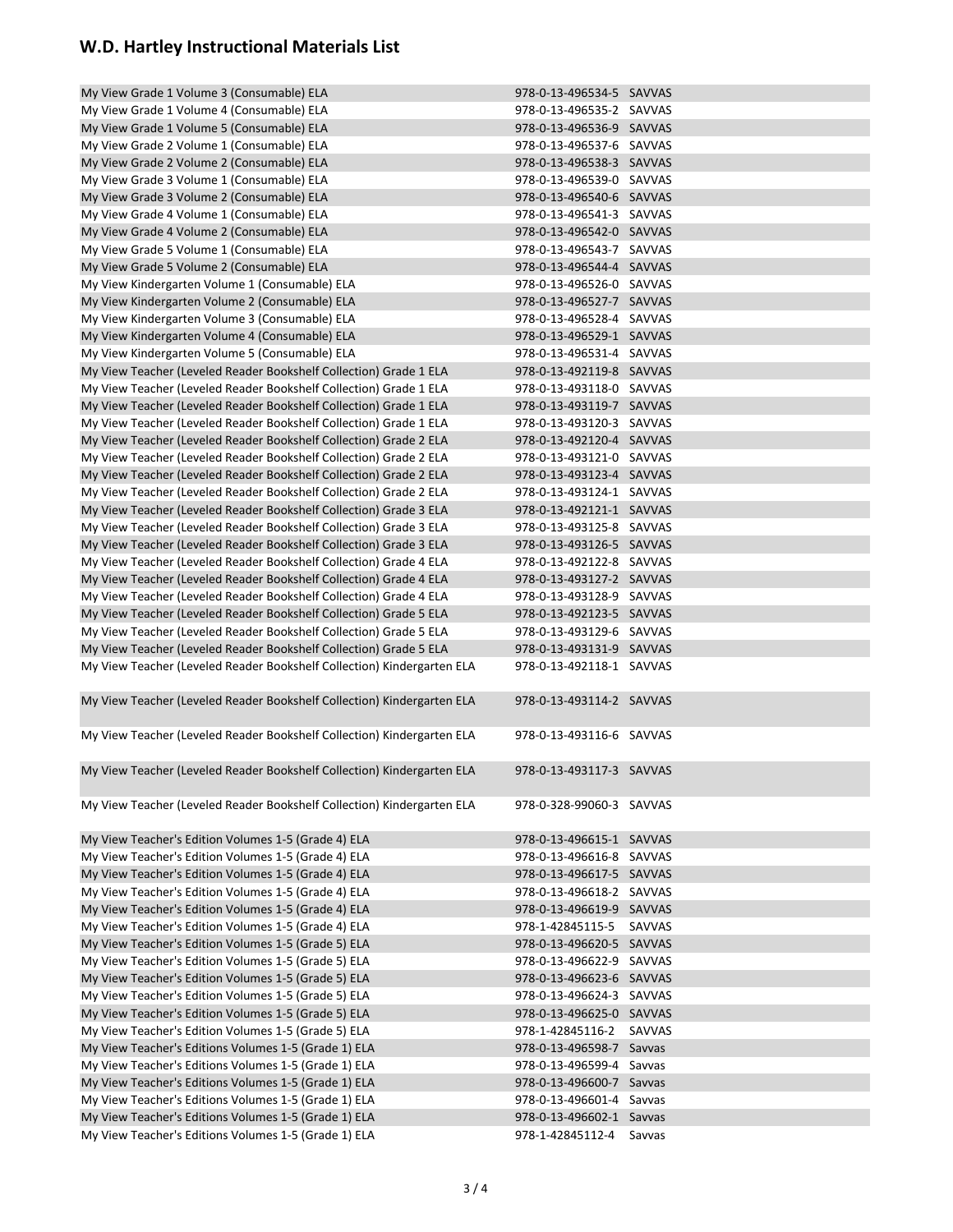## W.D. Hartley Instructional Materials List

| | | |
|---|---|---|
| My View Grade 1 Volume 3 (Consumable) ELA | 978-0-13-496534-5 | SAVVAS |
| My View Grade 1 Volume 4 (Consumable) ELA | 978-0-13-496535-2 | SAVVAS |
| My View Grade 1 Volume 5 (Consumable) ELA | 978-0-13-496536-9 | SAVVAS |
| My View Grade 2 Volume 1 (Consumable) ELA | 978-0-13-496537-6 | SAVVAS |
| My View Grade 2 Volume 2 (Consumable) ELA | 978-0-13-496538-3 | SAVVAS |
| My View Grade 3 Volume 1 (Consumable) ELA | 978-0-13-496539-0 | SAVVAS |
| My View Grade 3 Volume 2 (Consumable) ELA | 978-0-13-496540-6 | SAVVAS |
| My View Grade 4 Volume 1 (Consumable) ELA | 978-0-13-496541-3 | SAVVAS |
| My View Grade 4 Volume 2 (Consumable) ELA | 978-0-13-496542-0 | SAVVAS |
| My View Grade 5 Volume 1 (Consumable) ELA | 978-0-13-496543-7 | SAVVAS |
| My View Grade 5 Volume 2 (Consumable) ELA | 978-0-13-496544-4 | SAVVAS |
| My View Kindergarten Volume 1 (Consumable) ELA | 978-0-13-496526-0 | SAVVAS |
| My View Kindergarten Volume 2 (Consumable) ELA | 978-0-13-496527-7 | SAVVAS |
| My View Kindergarten Volume 3 (Consumable) ELA | 978-0-13-496528-4 | SAVVAS |
| My View Kindergarten Volume 4 (Consumable) ELA | 978-0-13-496529-1 | SAVVAS |
| My View Kindergarten Volume 5 (Consumable) ELA | 978-0-13-496531-4 | SAVVAS |
| My View Teacher (Leveled Reader Bookshelf Collection) Grade 1 ELA | 978-0-13-492119-8 | SAVVAS |
| My View Teacher (Leveled Reader Bookshelf Collection) Grade 1 ELA | 978-0-13-493118-0 | SAVVAS |
| My View Teacher (Leveled Reader Bookshelf Collection) Grade 1 ELA | 978-0-13-493119-7 | SAVVAS |
| My View Teacher (Leveled Reader Bookshelf Collection) Grade 1 ELA | 978-0-13-493120-3 | SAVVAS |
| My View Teacher (Leveled Reader Bookshelf Collection) Grade 2 ELA | 978-0-13-492120-4 | SAVVAS |
| My View Teacher (Leveled Reader Bookshelf Collection) Grade 2 ELA | 978-0-13-493121-0 | SAVVAS |
| My View Teacher (Leveled Reader Bookshelf Collection) Grade 2 ELA | 978-0-13-493123-4 | SAVVAS |
| My View Teacher (Leveled Reader Bookshelf Collection) Grade 2 ELA | 978-0-13-493124-1 | SAVVAS |
| My View Teacher (Leveled Reader Bookshelf Collection) Grade 3 ELA | 978-0-13-492121-1 | SAVVAS |
| My View Teacher (Leveled Reader Bookshelf Collection) Grade 3 ELA | 978-0-13-493125-8 | SAVVAS |
| My View Teacher (Leveled Reader Bookshelf Collection) Grade 3 ELA | 978-0-13-493126-5 | SAVVAS |
| My View Teacher (Leveled Reader Bookshelf Collection) Grade 4 ELA | 978-0-13-492122-8 | SAVVAS |
| My View Teacher (Leveled Reader Bookshelf Collection) Grade 4 ELA | 978-0-13-493127-2 | SAVVAS |
| My View Teacher (Leveled Reader Bookshelf Collection) Grade 4 ELA | 978-0-13-493128-9 | SAVVAS |
| My View Teacher (Leveled Reader Bookshelf Collection) Grade 5 ELA | 978-0-13-492123-5 | SAVVAS |
| My View Teacher (Leveled Reader Bookshelf Collection) Grade 5 ELA | 978-0-13-493129-6 | SAVVAS |
| My View Teacher (Leveled Reader Bookshelf Collection) Grade 5 ELA | 978-0-13-493131-9 | SAVVAS |
| My View Teacher (Leveled Reader Bookshelf Collection) Kindergarten ELA | 978-0-13-492118-1 | SAVVAS |
| My View Teacher (Leveled Reader Bookshelf Collection) Kindergarten ELA | 978-0-13-493114-2 | SAVVAS |
| My View Teacher (Leveled Reader Bookshelf Collection) Kindergarten ELA | 978-0-13-493116-6 | SAVVAS |
| My View Teacher (Leveled Reader Bookshelf Collection) Kindergarten ELA | 978-0-13-493117-3 | SAVVAS |
| My View Teacher (Leveled Reader Bookshelf Collection) Kindergarten ELA | 978-0-328-99060-3 | SAVVAS |
| My View Teacher's Edition Volumes 1-5 (Grade 4) ELA | 978-0-13-496615-1 | SAVVAS |
| My View Teacher's Edition Volumes 1-5 (Grade 4) ELA | 978-0-13-496616-8 | SAVVAS |
| My View Teacher's Edition Volumes 1-5 (Grade 4) ELA | 978-0-13-496617-5 | SAVVAS |
| My View Teacher's Edition Volumes 1-5 (Grade 4) ELA | 978-0-13-496618-2 | SAVVAS |
| My View Teacher's Edition Volumes 1-5 (Grade 4) ELA | 978-0-13-496619-9 | SAVVAS |
| My View Teacher's Edition Volumes 1-5 (Grade 4) ELA | 978-1-42845115-5 | SAVVAS |
| My View Teacher's Edition Volumes 1-5 (Grade 5) ELA | 978-0-13-496620-5 | SAVVAS |
| My View Teacher's Edition Volumes 1-5 (Grade 5) ELA | 978-0-13-496622-9 | SAVVAS |
| My View Teacher's Edition Volumes 1-5 (Grade 5) ELA | 978-0-13-496623-6 | SAVVAS |
| My View Teacher's Edition Volumes 1-5 (Grade 5) ELA | 978-0-13-496624-3 | SAVVAS |
| My View Teacher's Edition Volumes 1-5 (Grade 5) ELA | 978-0-13-496625-0 | SAVVAS |
| My View Teacher's Edition Volumes 1-5 (Grade 5) ELA | 978-1-42845116-2 | SAVVAS |
| My View Teacher's Editions Volumes 1-5 (Grade 1) ELA | 978-0-13-496598-7 | Savvas |
| My View Teacher's Editions Volumes 1-5 (Grade 1) ELA | 978-0-13-496599-4 | Savvas |
| My View Teacher's Editions Volumes 1-5 (Grade 1) ELA | 978-0-13-496600-7 | Savvas |
| My View Teacher's Editions Volumes 1-5 (Grade 1) ELA | 978-0-13-496601-4 | Savvas |
| My View Teacher's Editions Volumes 1-5 (Grade 1) ELA | 978-0-13-496602-1 | Savvas |
| My View Teacher's Editions Volumes 1-5 (Grade 1) ELA | 978-1-42845112-4 | Savvas |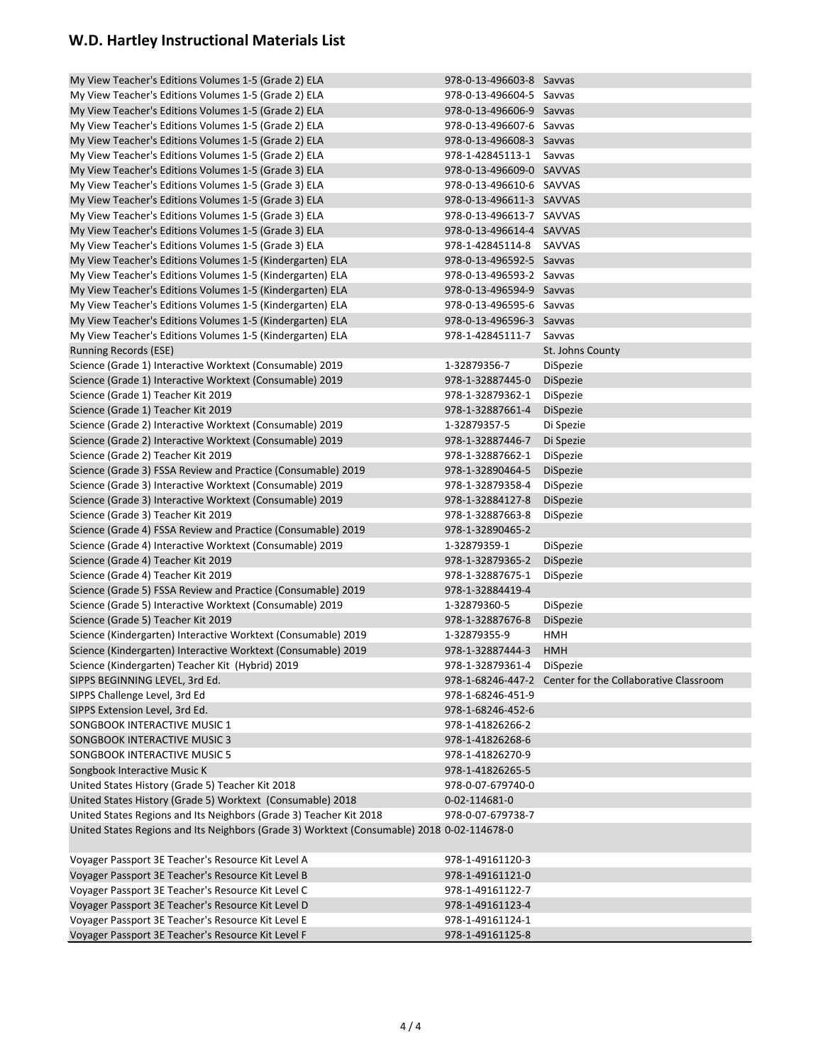## W.D. Hartley Instructional Materials List

| | | |
|---|---|---|
| My View Teacher's Editions Volumes 1-5 (Grade 2) ELA | 978-0-13-496603-8 | Savvas |
| My View Teacher's Editions Volumes 1-5 (Grade 2) ELA | 978-0-13-496604-5 | Savvas |
| My View Teacher's Editions Volumes 1-5 (Grade 2) ELA | 978-0-13-496606-9 | Savvas |
| My View Teacher's Editions Volumes 1-5 (Grade 2) ELA | 978-0-13-496607-6 | Savvas |
| My View Teacher's Editions Volumes 1-5 (Grade 2) ELA | 978-0-13-496608-3 | Savvas |
| My View Teacher's Editions Volumes 1-5 (Grade 2) ELA | 978-1-42845113-1 | Savvas |
| My View Teacher's Editions Volumes 1-5 (Grade 3) ELA | 978-0-13-496609-0 | SAVVAS |
| My View Teacher's Editions Volumes 1-5 (Grade 3) ELA | 978-0-13-496610-6 | SAVVAS |
| My View Teacher's Editions Volumes 1-5 (Grade 3) ELA | 978-0-13-496611-3 | SAVVAS |
| My View Teacher's Editions Volumes 1-5 (Grade 3) ELA | 978-0-13-496613-7 | SAVVAS |
| My View Teacher's Editions Volumes 1-5 (Grade 3) ELA | 978-0-13-496614-4 | SAVVAS |
| My View Teacher's Editions Volumes 1-5 (Grade 3) ELA | 978-1-42845114-8 | SAVVAS |
| My View Teacher's Editions Volumes 1-5 (Kindergarten) ELA | 978-0-13-496592-5 | Savvas |
| My View Teacher's Editions Volumes 1-5 (Kindergarten) ELA | 978-0-13-496593-2 | Savvas |
| My View Teacher's Editions Volumes 1-5 (Kindergarten) ELA | 978-0-13-496594-9 | Savvas |
| My View Teacher's Editions Volumes 1-5 (Kindergarten) ELA | 978-0-13-496595-6 | Savvas |
| My View Teacher's Editions Volumes 1-5 (Kindergarten) ELA | 978-0-13-496596-3 | Savvas |
| My View Teacher's Editions Volumes 1-5 (Kindergarten) ELA | 978-1-42845111-7 | Savvas |
| Running Records (ESE) | | St. Johns County |
| Science (Grade 1) Interactive Worktext (Consumable) 2019 | 1-32879356-7 | DiSpezie |
| Science (Grade 1) Interactive Worktext (Consumable) 2019 | 978-1-32887445-0 | DiSpezie |
| Science (Grade 1) Teacher Kit 2019 | 978-1-32879362-1 | DiSpezie |
| Science (Grade 1) Teacher Kit 2019 | 978-1-32887661-4 | DiSpezie |
| Science (Grade 2) Interactive Worktext (Consumable) 2019 | 1-32879357-5 | Di Spezie |
| Science (Grade 2) Interactive Worktext (Consumable) 2019 | 978-1-32887446-7 | Di Spezie |
| Science (Grade 2) Teacher Kit 2019 | 978-1-32887662-1 | DiSpezie |
| Science (Grade 3) FSSA Review and Practice (Consumable) 2019 | 978-1-32890464-5 | DiSpezie |
| Science (Grade 3) Interactive Worktext (Consumable) 2019 | 978-1-32879358-4 | DiSpezie |
| Science (Grade 3) Interactive Worktext (Consumable) 2019 | 978-1-32884127-8 | DiSpezie |
| Science (Grade 3) Teacher Kit 2019 | 978-1-32887663-8 | DiSpezie |
| Science (Grade 4) FSSA Review and Practice (Consumable) 2019 | 978-1-32890465-2 | |
| Science (Grade 4) Interactive Worktext (Consumable) 2019 | 1-32879359-1 | DiSpezie |
| Science (Grade 4) Teacher Kit 2019 | 978-1-32879365-2 | DiSpezie |
| Science (Grade 4) Teacher Kit 2019 | 978-1-32887675-1 | DiSpezie |
| Science (Grade 5) FSSA Review and Practice (Consumable) 2019 | 978-1-32884419-4 | |
| Science (Grade 5) Interactive Worktext (Consumable) 2019 | 1-32879360-5 | DiSpezie |
| Science (Grade 5) Teacher Kit 2019 | 978-1-32887676-8 | DiSpezie |
| Science (Kindergarten) Interactive Worktext (Consumable) 2019 | 1-32879355-9 | HMH |
| Science (Kindergarten) Interactive Worktext (Consumable) 2019 | 978-1-32887444-3 | HMH |
| Science (Kindergarten) Teacher Kit (Hybrid) 2019 | 978-1-32879361-4 | DiSpezie |
| SIPPS BEGINNING LEVEL, 3rd Ed. | 978-1-68246-447-2 | Center for the Collaborative Classroom |
| SIPPS Challenge Level, 3rd Ed | 978-1-68246-451-9 | |
| SIPPS Extension Level, 3rd Ed. | 978-1-68246-452-6 | |
| SONGBOOK INTERACTIVE MUSIC 1 | 978-1-41826266-2 | |
| SONGBOOK INTERACTIVE MUSIC 3 | 978-1-41826268-6 | |
| SONGBOOK INTERACTIVE MUSIC 5 | 978-1-41826270-9 | |
| Songbook Interactive Music K | 978-1-41826265-5 | |
| United States History (Grade 5) Teacher Kit 2018 | 978-0-07-679740-0 | |
| United States History (Grade 5) Worktext (Consumable) 2018 | 0-02-114681-0 | |
| United States Regions and Its Neighbors (Grade 3) Teacher Kit 2018 | 978-0-07-679738-7 | |
| United States Regions and Its Neighbors (Grade 3) Worktext (Consumable) 2018 | 0-02-114678-0 | |
| Voyager Passport 3E Teacher's Resource Kit Level A | 978-1-49161120-3 | |
| Voyager Passport 3E Teacher's Resource Kit Level B | 978-1-49161121-0 | |
| Voyager Passport 3E Teacher's Resource Kit Level C | 978-1-49161122-7 | |
| Voyager Passport 3E Teacher's Resource Kit Level D | 978-1-49161123-4 | |
| Voyager Passport 3E Teacher's Resource Kit Level E | 978-1-49161124-1 | |
| Voyager Passport 3E Teacher's Resource Kit Level F | 978-1-49161125-8 | |